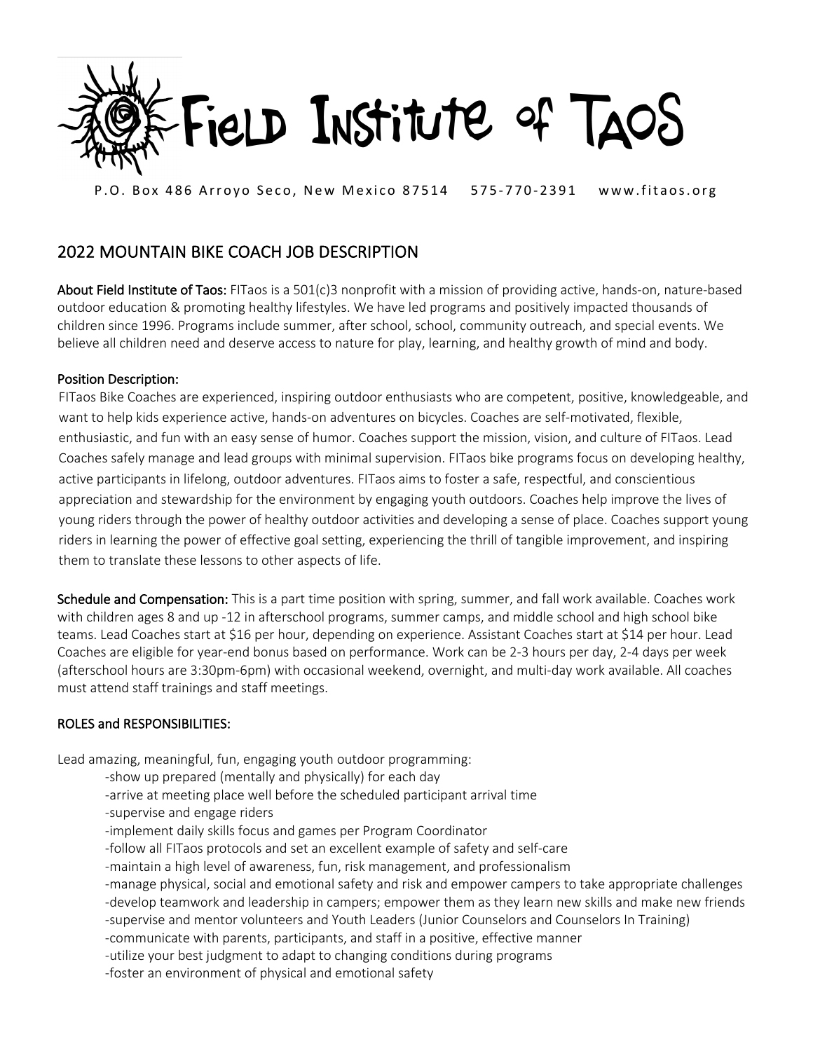# Field Institute of Taos

P.O. Box 486 Arroyo Seco, New Mexico 87514 575-770-2391 www.fitaos.org

## 2022 MOUNTAIN BIKE COACH JOB DESCRIPTION

**About Field Institute of Taos:** FITaos is a 501(c)3 nonprofit with a mission of providing active, hands-on, nature-based outdoor education & promoting healthy lifestyles. We have led programs and positively impacted thousands of children since 1996. Programs include summer, after school, school, community outreach, and special events. We believe all children need and deserve access to nature for play, learning, and healthy growth of mind and body.

**Position Description:**
FITaos Bike Coaches are experienced, inspiring outdoor enthusiasts who are competent, positive, knowledgeable, and want to help kids experience active, hands-on adventures on bicycles. Coaches are self-motivated, flexible, enthusiastic, and fun with an easy sense of humor. Coaches support the mission, vision, and culture of FITaos. Lead Coaches safely manage and lead groups with minimal supervision. FITaos bike programs focus on developing healthy, active participants in lifelong, outdoor adventures. FITaos aims to foster a safe, respectful, and conscientious appreciation and stewardship for the environment by engaging youth outdoors. Coaches help improve the lives of young riders through the power of healthy outdoor activities and developing a sense of place. Coaches support young riders in learning the power of effective goal setting, experiencing the thrill of tangible improvement, and inspiring them to translate these lessons to other aspects of life.

**Schedule and Compensation:** This is a part time position with spring, summer, and fall work available. Coaches work with children ages 8 and up -12 in afterschool programs, summer camps, and middle school and high school bike teams. Lead Coaches start at $16 per hour, depending on experience. Assistant Coaches start at $14 per hour. Lead Coaches are eligible for year-end bonus based on performance. Work can be 2-3 hours per day, 2-4 days per week (afterschool hours are 3:30pm-6pm) with occasional weekend, overnight, and multi-day work available. All coaches must attend staff trainings and staff meetings.

**ROLES and RESPONSIBILITIES:**

Lead amazing, meaningful, fun, engaging youth outdoor programming:

- show up prepared (mentally and physically) for each day
- arrive at meeting place well before the scheduled participant arrival time
- supervise and engage riders
- implement daily skills focus and games per Program Coordinator
- follow all FITaos protocols and set an excellent example of safety and self-care
- maintain a high level of awareness, fun, risk management, and professionalism
- manage physical, social and emotional safety and risk and empower campers to take appropriate challenges
- develop teamwork and leadership in campers; empower them as they learn new skills and make new friends
- supervise and mentor volunteers and Youth Leaders (Junior Counselors and Counselors In Training)
- communicate with parents, participants, and staff in a positive, effective manner
- utilize your best judgment to adapt to changing conditions during programs
- foster an environment of physical and emotional safety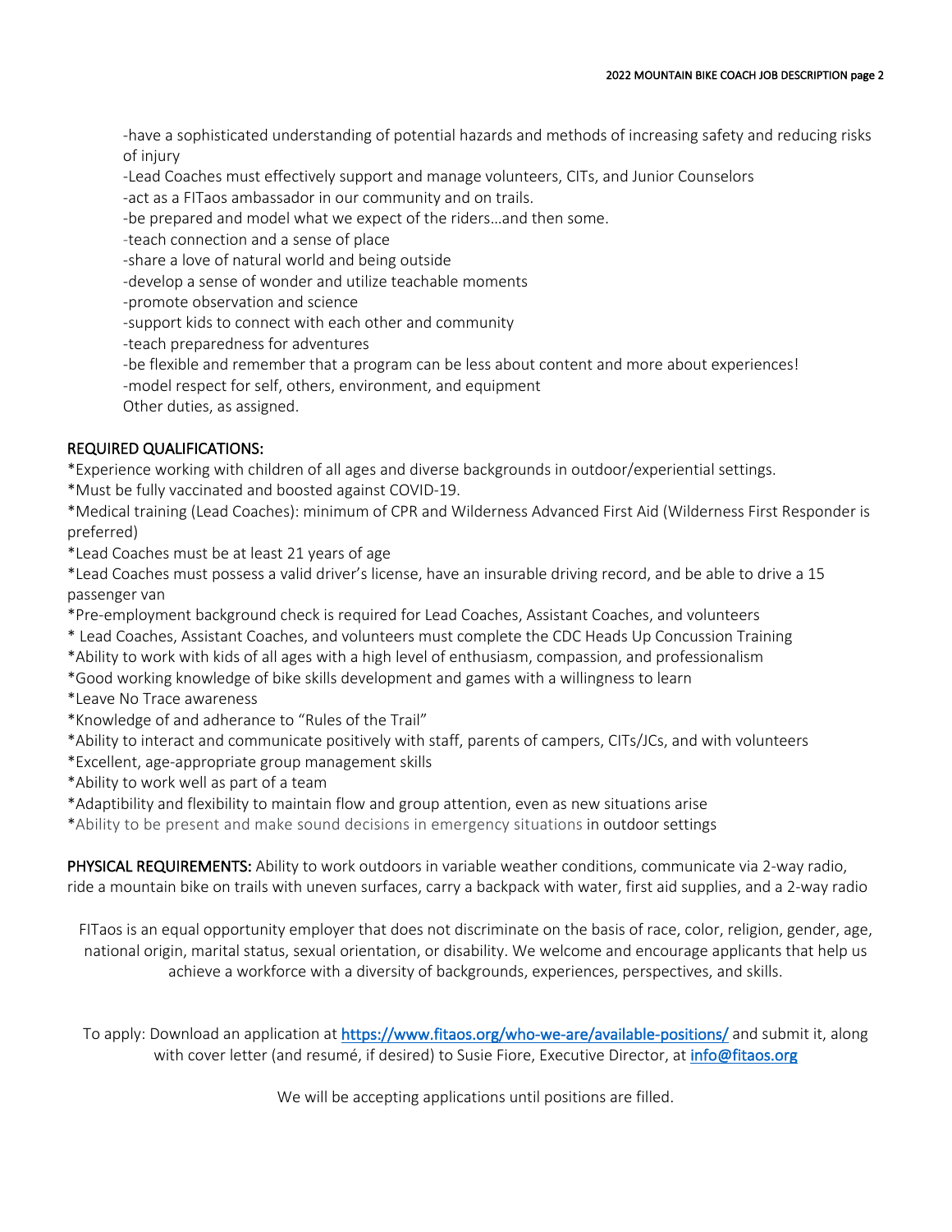-have a sophisticated understanding of potential hazards and methods of increasing safety and reducing risks of injury
-Lead Coaches must effectively support and manage volunteers, CITs, and Junior Counselors
-act as a FITaos ambassador in our community and on trails.
-be prepared and model what we expect of the riders…and then some.
-teach connection and a sense of place
-share a love of natural world and being outside
-develop a sense of wonder and utilize teachable moments
-promote observation and science
-support kids to connect with each other and community
-teach preparedness for adventures
-be flexible and remember that a program can be less about content and more about experiences!
-model respect for self, others, environment, and equipment
Other duties, as assigned.

## REQUIRED QUALIFICATIONS:

*Experience working with children of all ages and diverse backgrounds in outdoor/experiential settings.
*Must be fully vaccinated and boosted against COVID-19.
*Medical training (Lead Coaches): minimum of CPR and Wilderness Advanced First Aid (Wilderness First Responder is preferred)
*Lead Coaches must be at least 21 years of age
*Lead Coaches must possess a valid driver's license, have an insurable driving record, and be able to drive a 15 passenger van
*Pre-employment background check is required for Lead Coaches, Assistant Coaches, and volunteers
* Lead Coaches, Assistant Coaches, and volunteers must complete the CDC Heads Up Concussion Training
*Ability to work with kids of all ages with a high level of enthusiasm, compassion, and professionalism
*Good working knowledge of bike skills development and games with a willingness to learn
*Leave No Trace awareness
*Knowledge of and adherance to "Rules of the Trail"
*Ability to interact and communicate positively with staff, parents of campers, CITs/JCs, and with volunteers
*Excellent, age-appropriate group management skills
*Ability to work well as part of a team
*Adaptibility and flexibility to maintain flow and group attention, even as new situations arise
*Ability to be present and make sound decisions in emergency situations in outdoor settings

**PHYSICAL REQUIREMENTS:** Ability to work outdoors in variable weather conditions, communicate via 2-way radio, ride a mountain bike on trails with uneven surfaces, carry a backpack with water, first aid supplies, and a 2-way radio

FITaos is an equal opportunity employer that does not discriminate on the basis of race, color, religion, gender, age, national origin, marital status, sexual orientation, or disability. We welcome and encourage applicants that help us achieve a workforce with a diversity of backgrounds, experiences, perspectives, and skills.

To apply: Download an application at https://www.fitaos.org/who-we-are/available-positions/ and submit it, along with cover letter (and resumé, if desired) to Susie Fiore, Executive Director, at info@fitaos.org

We will be accepting applications until positions are filled.